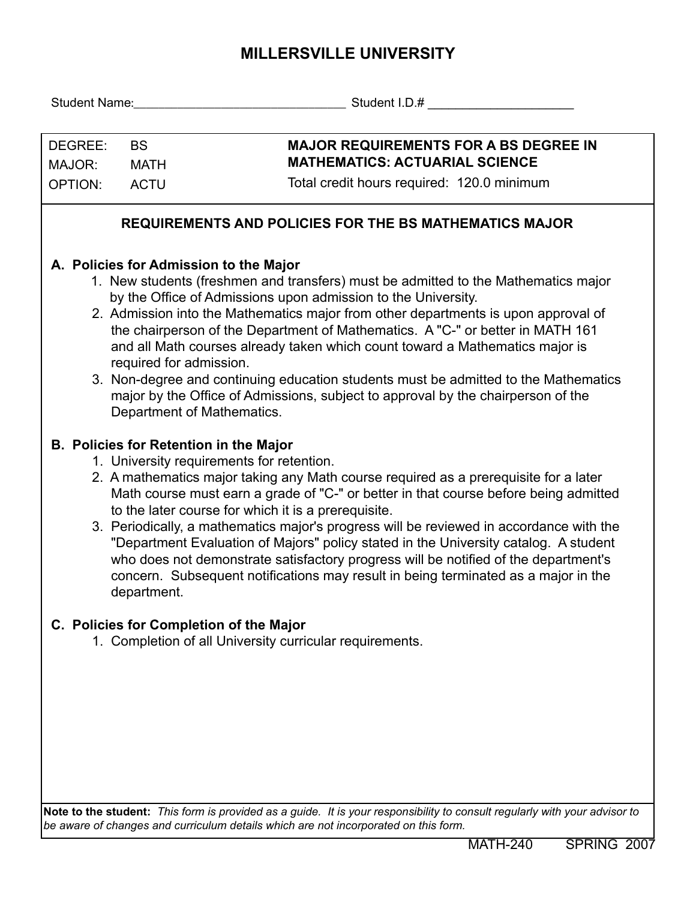# MILLERSVILLE UNIVERSITY

Student Name:_______________________________ Student I.D.# _____________________

| DEGREE: | BS | **MAJOR REQUIREMENTS FOR A BS DEGREE IN MATHEMATICS: ACTUARIAL SCIENCE** |
|---|---|---|
| MAJOR: | MATH | |
| OPTION: | ACTU | Total credit hours required: 120.0 minimum |

## REQUIREMENTS AND POLICIES FOR THE BS MATHEMATICS MAJOR

### A. Policies for Admission to the Major

1. New students (freshmen and transfers) must be admitted to the Mathematics major by the Office of Admissions upon admission to the University.
2. Admission into the Mathematics major from other departments is upon approval of the chairperson of the Department of Mathematics. A "C-" or better in MATH 161 and all Math courses already taken which count toward a Mathematics major is required for admission.
3. Non-degree and continuing education students must be admitted to the Mathematics major by the Office of Admissions, subject to approval by the chairperson of the Department of Mathematics.

### B. Policies for Retention in the Major

1. University requirements for retention.
2. A mathematics major taking any Math course required as a prerequisite for a later Math course must earn a grade of "C-" or better in that course before being admitted to the later course for which it is a prerequisite.
3. Periodically, a mathematics major's progress will be reviewed in accordance with the "Department Evaluation of Majors" policy stated in the University catalog. A student who does not demonstrate satisfactory progress will be notified of the department's concern. Subsequent notifications may result in being terminated as a major in the department.

### C. Policies for Completion of the Major

1. Completion of all University curricular requirements.

**Note to the student:** *This form is provided as a guide. It is your responsibility to consult regularly with your advisor to be aware of changes and curriculum details which are not incorporated on this form.*

MATH-240 SPRING 2007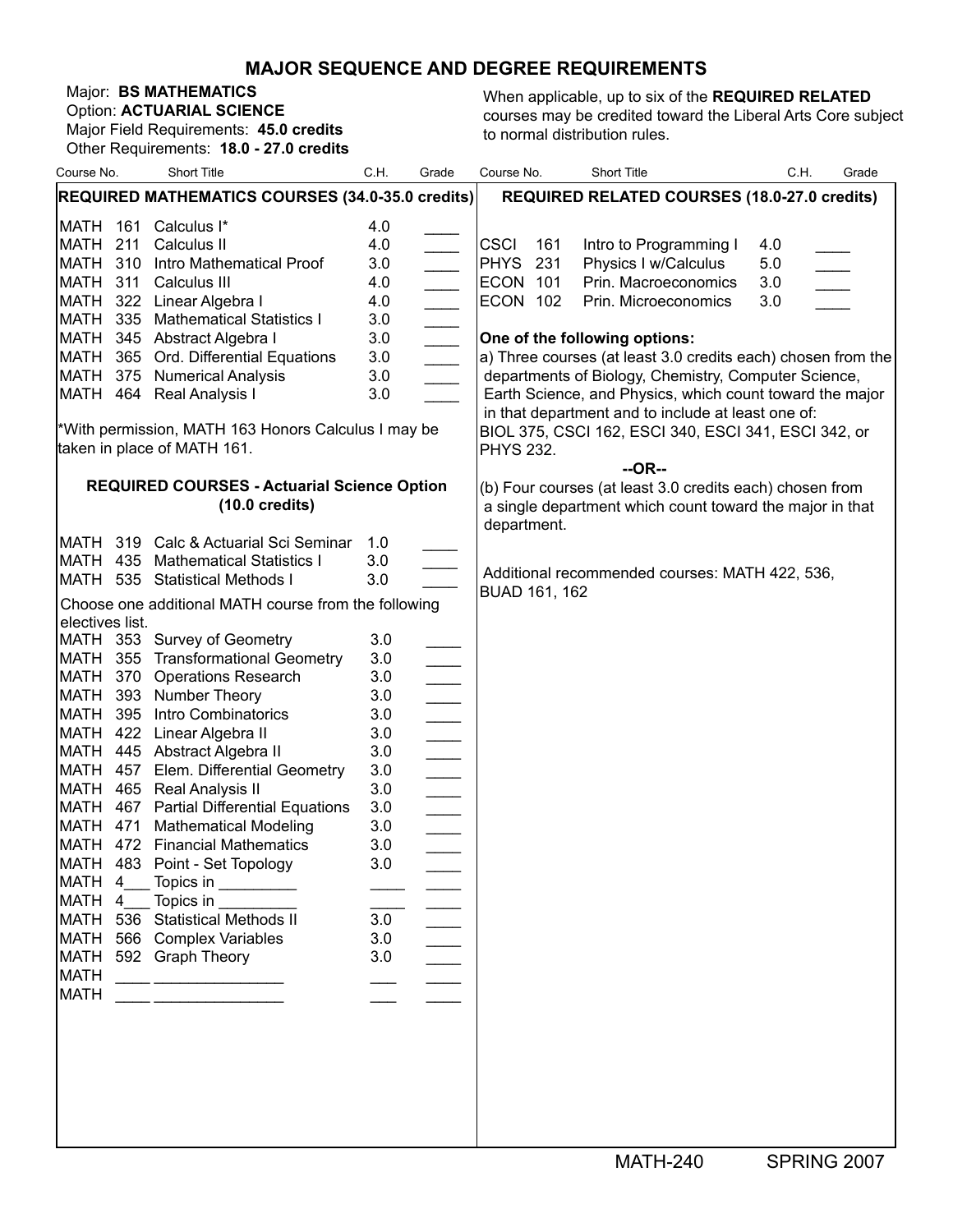# MAJOR SEQUENCE AND DEGREE REQUIREMENTS

Major: **BS MATHEMATICS**
Option: **ACTUARIAL SCIENCE**
Major Field Requirements: **45.0 credits**
Other Requirements: **18.0 - 27.0 credits**

When applicable, up to six of the **REQUIRED RELATED** courses may be credited toward the Liberal Arts Core subject to normal distribution rules.

## REQUIRED MATHEMATICS COURSES (34.0-35.0 credits)

| Course No. | | Short Title | C.H. | Grade |
|---|---|---|---|---|
| MATH | 161 | Calculus I* | 4.0 | ____ |
| MATH | 211 | Calculus II | 4.0 | ____ |
| MATH | 310 | Intro Mathematical Proof | 3.0 | ____ |
| MATH | 311 | Calculus III | 4.0 | ____ |
| MATH | 322 | Linear Algebra I | 4.0 | ____ |
| MATH | 335 | Mathematical Statistics I | 3.0 | ____ |
| MATH | 345 | Abstract Algebra I | 3.0 | ____ |
| MATH | 365 | Ord. Differential Equations | 3.0 | ____ |
| MATH | 375 | Numerical Analysis | 3.0 | ____ |
| MATH | 464 | Real Analysis I | 3.0 | ____ |

*With permission, MATH 163 Honors Calculus I may be taken in place of MATH 161.

## REQUIRED COURSES - Actuarial Science Option (10.0 credits)

| Course No. | | Short Title | C.H. | Grade |
|---|---|---|---|---|
| MATH | 319 | Calc & Actuarial Sci Seminar | 1.0 | ____ |
| MATH | 435 | Mathematical Statistics I | 3.0 | ____ |
| MATH | 535 | Statistical Methods I | 3.0 | ____ |

Choose one additional MATH course from the following electives list.

| Course No. | | Short Title | C.H. | Grade |
|---|---|---|---|---|
| MATH | 353 | Survey of Geometry | 3.0 | ____ |
| MATH | 355 | Transformational Geometry | 3.0 | ____ |
| MATH | 370 | Operations Research | 3.0 | ____ |
| MATH | 393 | Number Theory | 3.0 | ____ |
| MATH | 395 | Intro Combinatorics | 3.0 | ____ |
| MATH | 422 | Linear Algebra II | 3.0 | ____ |
| MATH | 445 | Abstract Algebra II | 3.0 | ____ |
| MATH | 457 | Elem. Differential Geometry | 3.0 | ____ |
| MATH | 465 | Real Analysis II | 3.0 | ____ |
| MATH | 467 | Partial Differential Equations | 3.0 | ____ |
| MATH | 471 | Mathematical Modeling | 3.0 | ____ |
| MATH | 472 | Financial Mathematics | 3.0 | ____ |
| MATH | 483 | Point - Set Topology | 3.0 | ____ |
| MATH | 4___ | Topics in _________ | ____ | ____ |
| MATH | 4___ | Topics in _________ | ____ | ____ |
| MATH | 536 | Statistical Methods II | 3.0 | ____ |
| MATH | 566 | Complex Variables | 3.0 | ____ |
| MATH | 592 | Graph Theory | 3.0 | ____ |
| MATH | ____ | _______________ | ___ | ____ |
| MATH | ____ | _______________ | ___ | ____ |

## REQUIRED RELATED COURSES (18.0-27.0 credits)

| Course No. | | Short Title | C.H. | Grade |
|---|---|---|---|---|
| CSCI | 161 | Intro to Programming I | 4.0 | ____ |
| PHYS | 231 | Physics I w/Calculus | 5.0 | ____ |
| ECON | 101 | Prin. Macroeconomics | 3.0 | ____ |
| ECON | 102 | Prin. Microeconomics | 3.0 | ____ |

**One of the following options:**

a) Three courses (at least 3.0 credits each) chosen from the departments of Biology, Chemistry, Computer Science, Earth Science, and Physics, which count toward the major in that department and to include at least one of: BIOL 375, CSCI 162, ESCI 340, ESCI 341, ESCI 342, or PHYS 232.

**--OR--**

(b) Four courses (at least 3.0 credits each) chosen from a single department which count toward the major in that department.

Additional recommended courses: MATH 422, 536, BUAD 161, 162

MATH-240 SPRING 2007